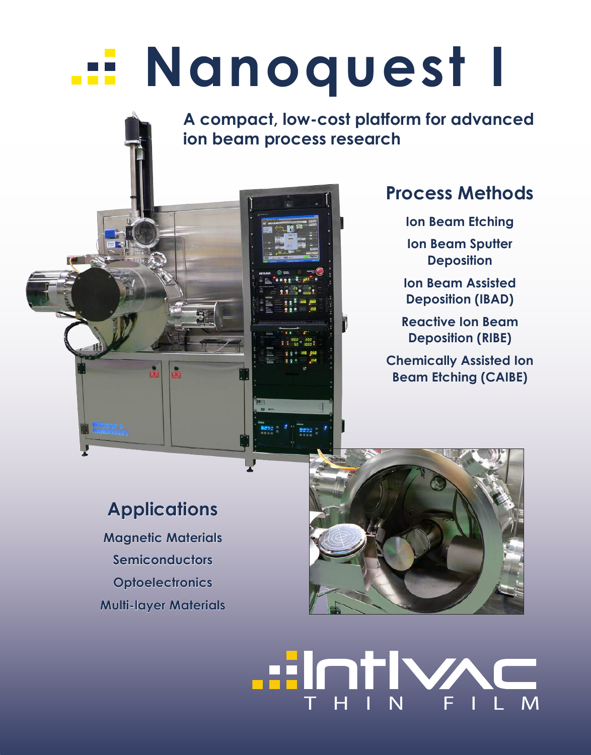# Nanoquest I

**A compact, low-cost platform for advanced ion beam process research**

## Process Methods

**Ion Beam Etching**

**Ion Beam Sputter Deposition**

**Ion Beam Assisted Deposition (IBAD)**

**Reactive Ion Beam Deposition (RIBE)**

**Chemically Assisted Ion Beam Etching (CAIBE)**

## Applications

**Magnetic Materials**

**Semiconductors**

**Optoelectronics**

**Multi-layer Materials**

IntlVac THIN FILM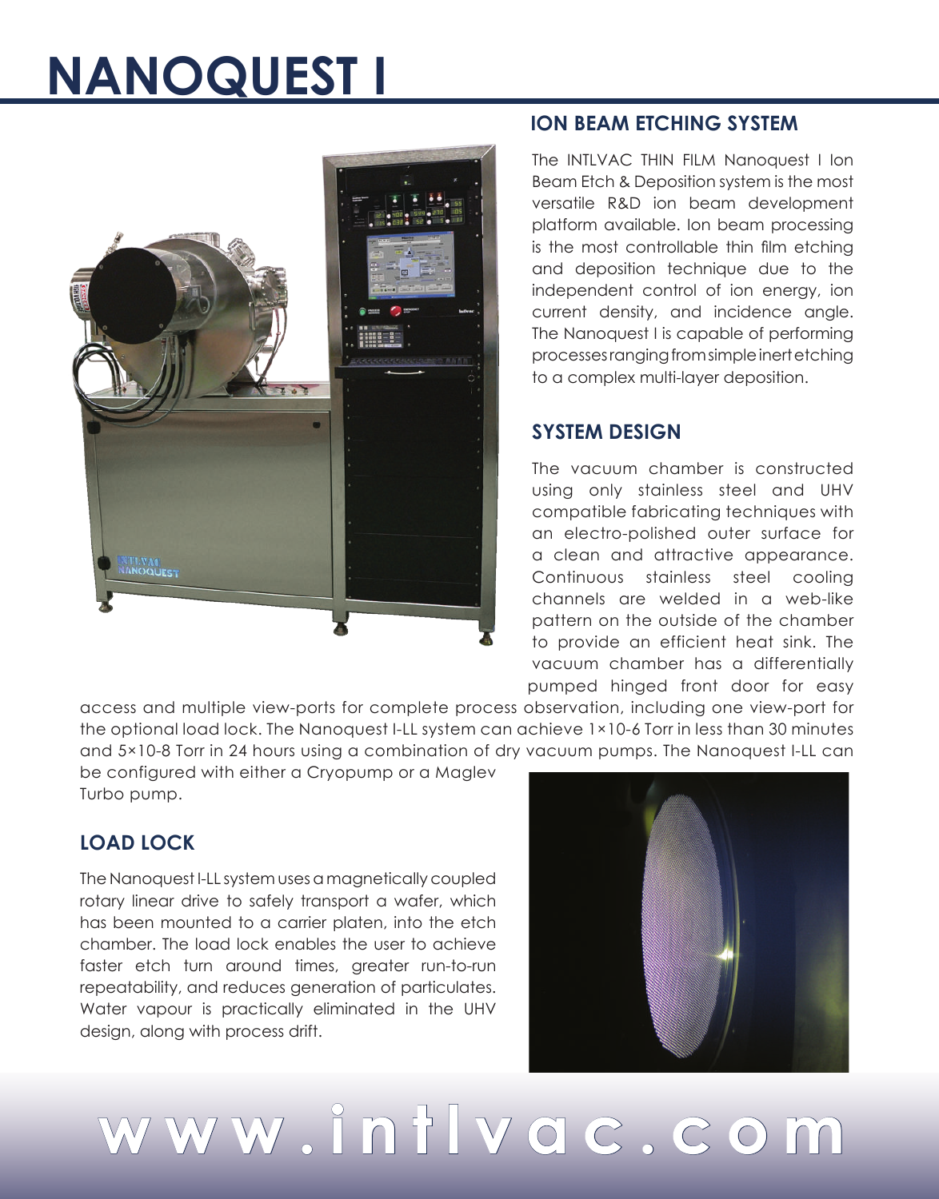# NANOQUEST I

## ION BEAM ETCHING SYSTEM

The INTLVAC THIN FILM Nanoquest I Ion Beam Etch & Deposition system is the most versatile R&D ion beam development platform available. Ion beam processing is the most controllable thin film etching and deposition technique due to the independent control of ion energy, ion current density, and incidence angle. The Nanoquest I is capable of performing processes ranging from simple inert etching to a complex multi-layer deposition.

## SYSTEM DESIGN

The vacuum chamber is constructed using only stainless steel and UHV compatible fabricating techniques with an electro-polished outer surface for a clean and attractive appearance. Continuous stainless steel cooling channels are welded in a web-like pattern on the outside of the chamber to provide an efficient heat sink. The vacuum chamber has a differentially pumped hinged front door for easy access and multiple view-ports for complete process observation, including one view-port for the optional load lock. The Nanoquest I-LL system can achieve $1\times10^{-6}$ Torr in less than 30 minutes and $5\times10^{-8}$ Torr in 24 hours using a combination of dry vacuum pumps. The Nanoquest I-LL can be configured with either a Cryopump or a Maglev Turbo pump.

## LOAD LOCK

The Nanoquest I-LL system uses a magnetically coupled rotary linear drive to safely transport a wafer, which has been mounted to a carrier platen, into the etch chamber. The load lock enables the user to achieve faster etch turn around times, greater run-to-run repeatability, and reduces generation of particulates. Water vapour is practically eliminated in the UHV design, along with process drift.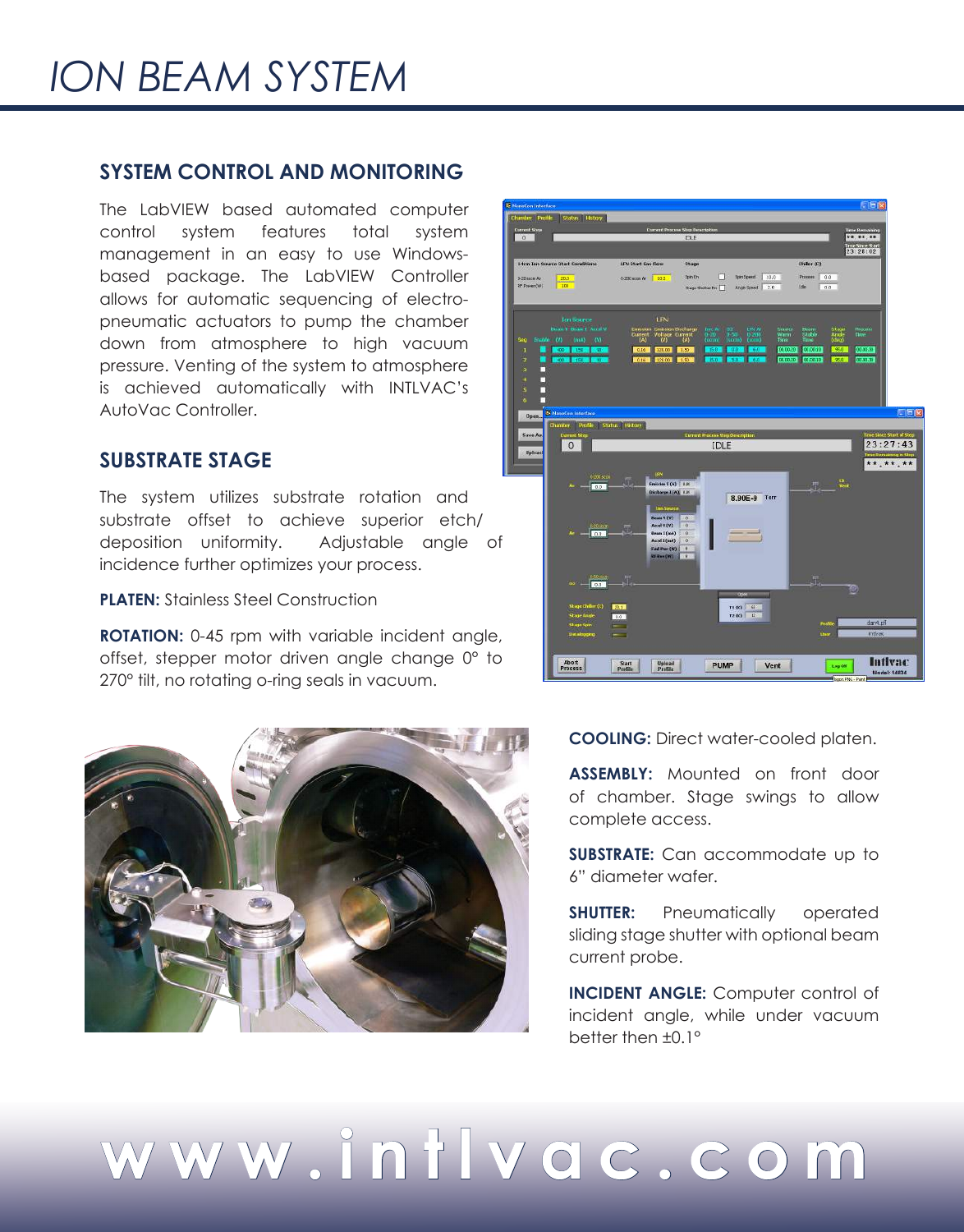# ION BEAM SYSTEM

## SYSTEM CONTROL AND MONITORING

The LabVIEW based automated computer control system features total system management in an easy to use Windows-based package. The LabVIEW Controller allows for automatic sequencing of electro-pneumatic actuators to pump the chamber down from atmosphere to high vacuum pressure. Venting of the system to atmosphere is achieved automatically with INTLVAC's AutoVac Controller.

## SUBSTRATE STAGE

The system utilizes substrate rotation and substrate offset to achieve superior etch/deposition uniformity. Adjustable angle of incidence further optimizes your process.

**PLATEN:** Stainless Steel Construction

**ROTATION:** 0-45 rpm with variable incident angle, offset, stepper motor driven angle change 0° to 270° tilt, no rotating o-ring seals in vacuum.

**COOLING:** Direct water-cooled platen.

**ASSEMBLY:** Mounted on front door of chamber. Stage swings to allow complete access.

**SUBSTRATE:** Can accommodate up to 6" diameter wafer.

**SHUTTER:** Pneumatically operated sliding stage shutter with optional beam current probe.

**INCIDENT ANGLE:** Computer control of incident angle, while under vacuum better then ±0.1°

www.intlvac.com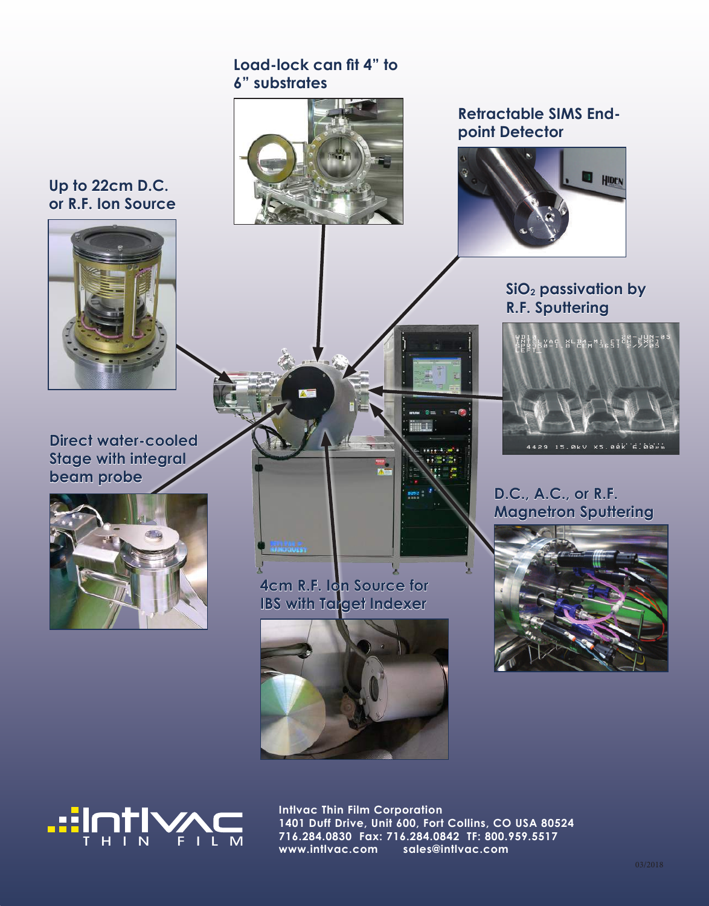Load-lock can fit 4” to 6” substrates

Retractable SIMS End-point Detector

Up to 22cm D.C. or R.F. Ion Source

$SiO_2$ passivation by R.F. Sputtering

Direct water-cooled Stage with integral beam probe

D.C., A.C., or R.F. Magnetron Sputtering

4cm R.F. Ion Source for IBS with Target Indexer

**Intlvac Thin Film Corporation**
**1401 Duff Drive, Unit 600, Fort Collins, CO USA 80524**
**716.284.0830 Fax: 716.284.0842 TF: 800.959.5517**
**www.intlvac.com sales@intlvac.com**

03/2018